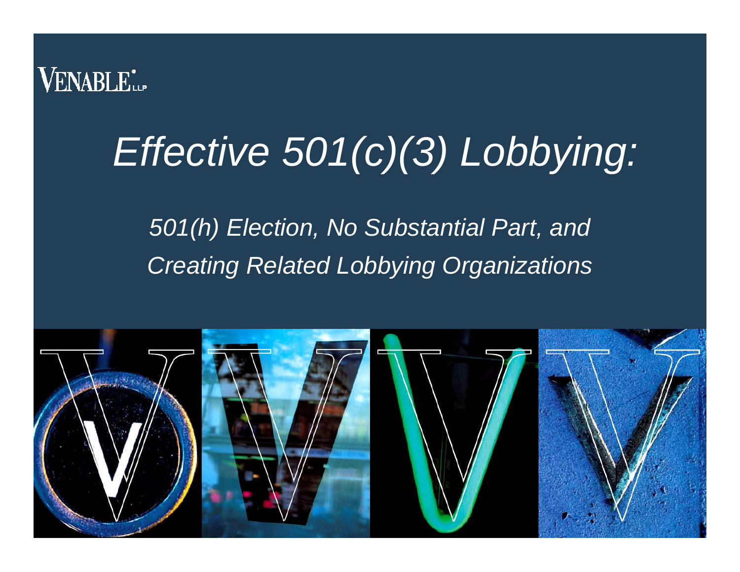VENABLE LLP

# *Effective 501(c)(3) Lobbying:*

## *501(h) Election, No Substantial Part, and Creating Related Lobbying Organizations*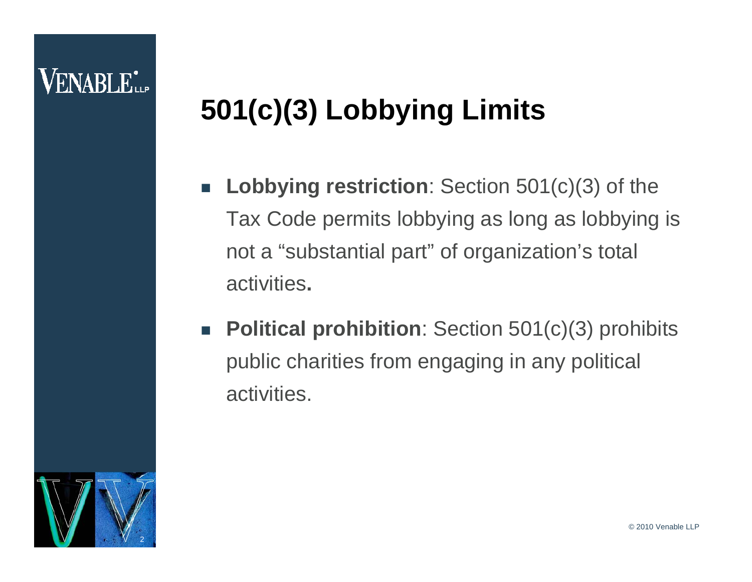# 501(c)(3) Lobbying Limits

- **Lobbying restriction**: Section 501(c)(3) of the Tax Code permits lobbying as long as lobbying is not a "substantial part" of organization's total activities**.**
- **Political prohibition**: Section 501(c)(3) prohibits public charities from engaging in any political activities.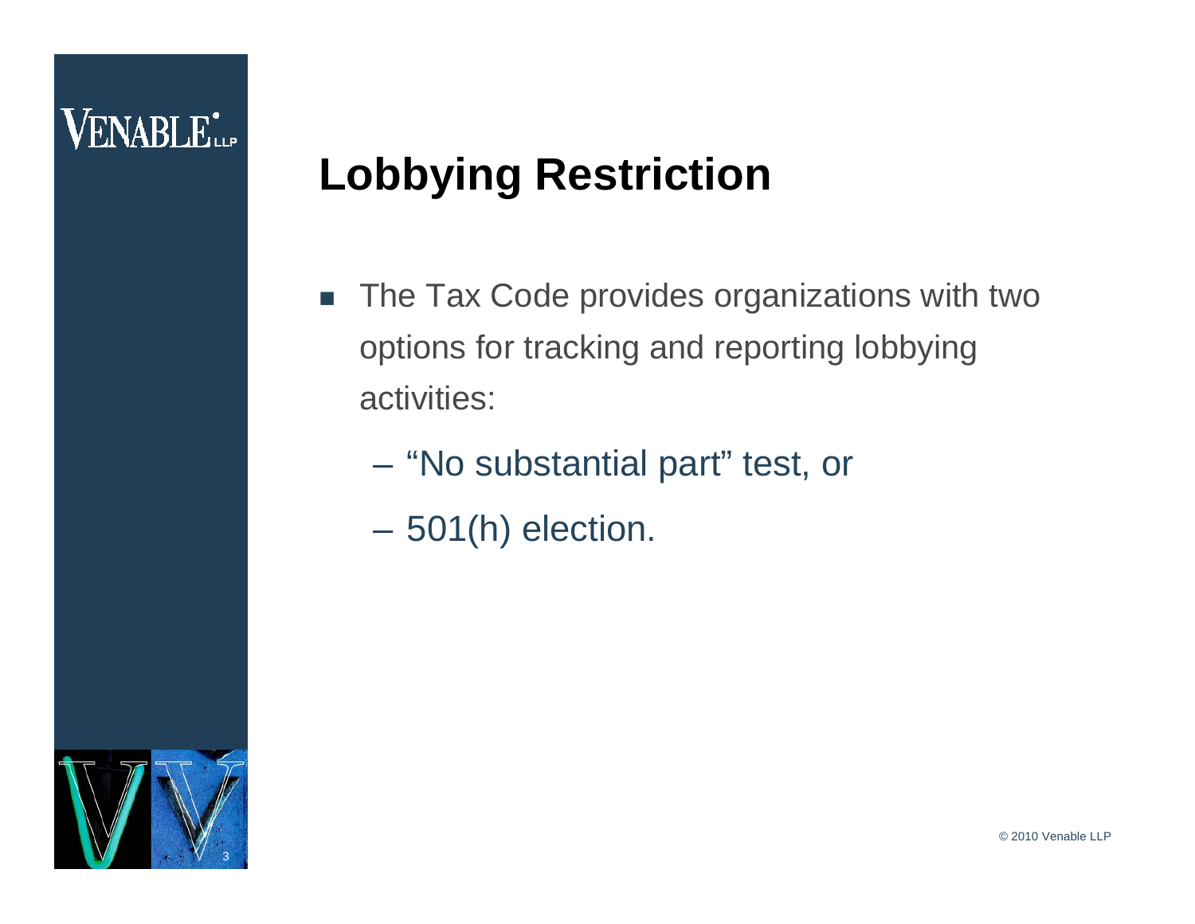# Lobbying Restriction

- The Tax Code provides organizations with two options for tracking and reporting lobbying activities:
  - "No substantial part" test, or
  - 501(h) election.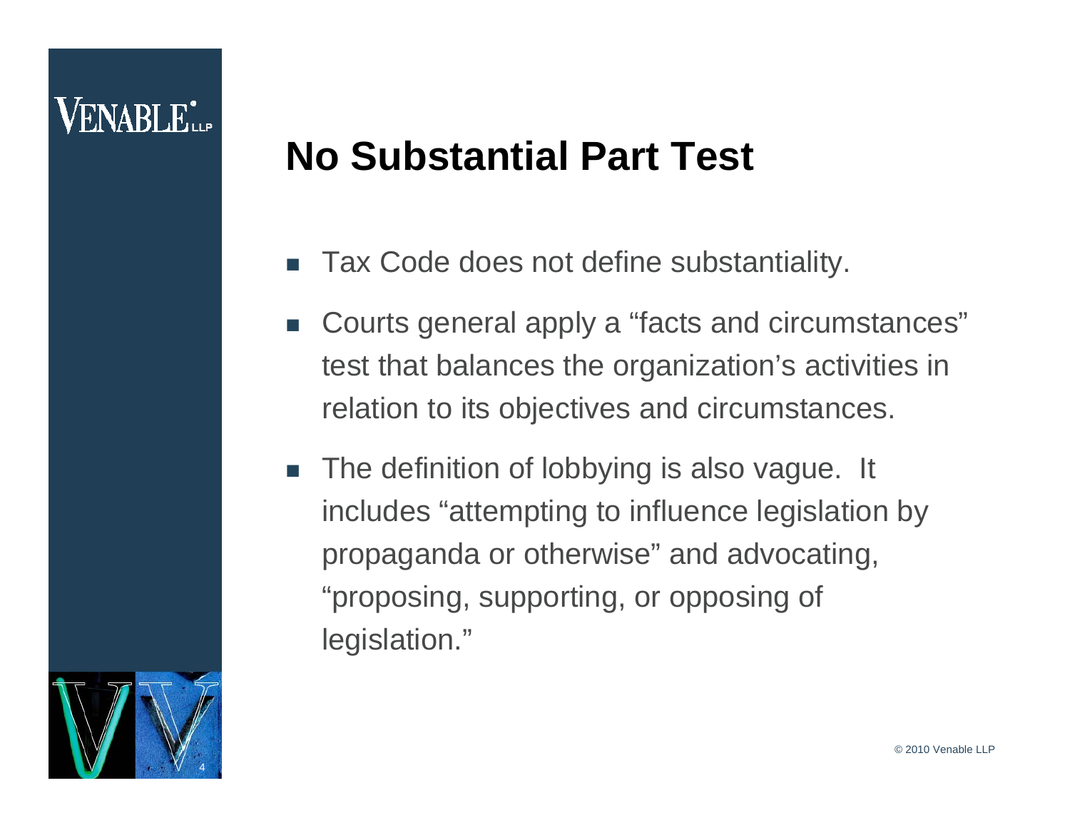## No Substantial Part Test

- Tax Code does not define substantiality.
- Courts general apply a "facts and circumstances" test that balances the organization's activities in relation to its objectives and circumstances.
- The definition of lobbying is also vague. It includes "attempting to influence legislation by propaganda or otherwise" and advocating, "proposing, supporting, or opposing of legislation."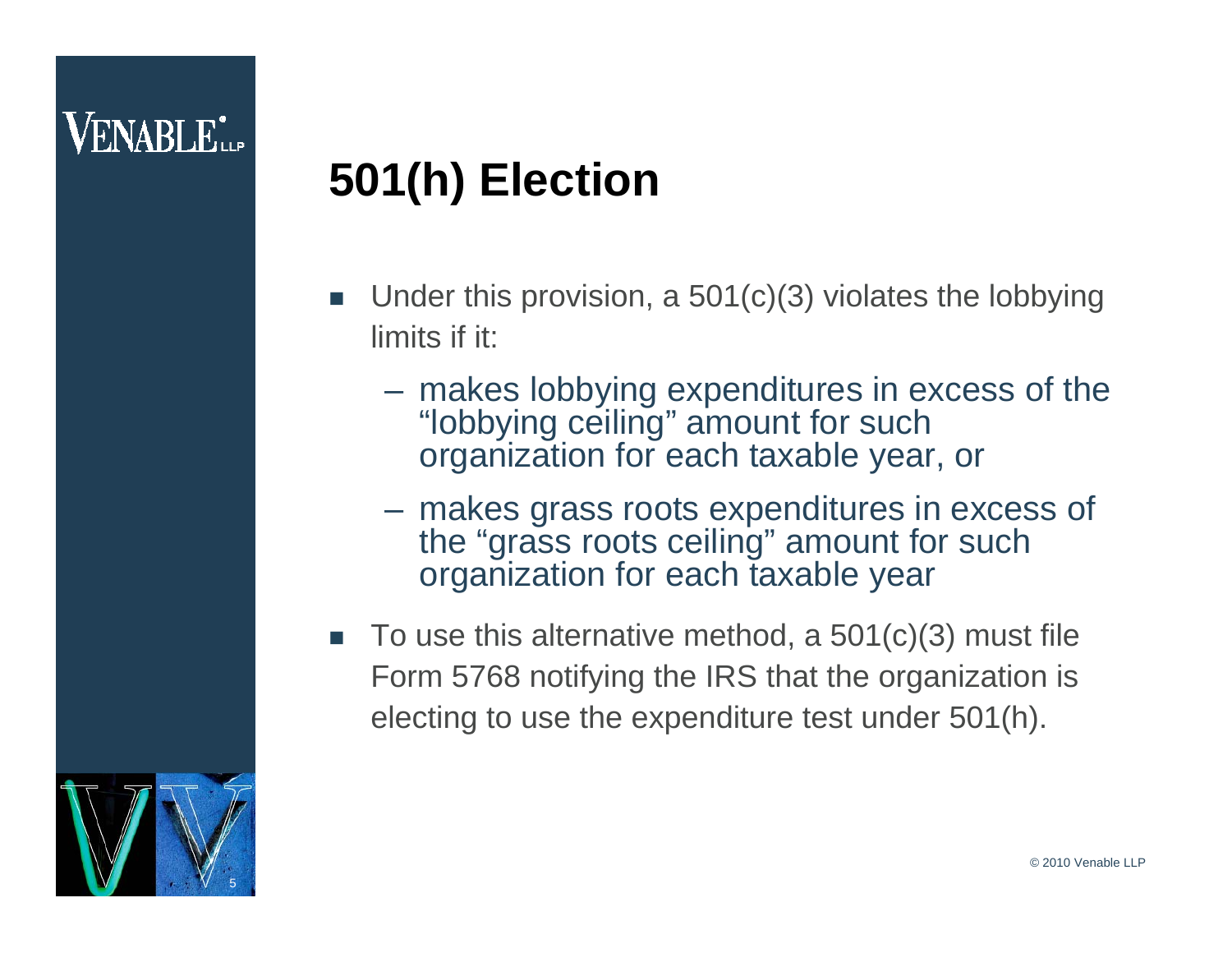# 501(h) Election

- Under this provision, a 501(c)(3) violates the lobbying limits if it:
  - makes lobbying expenditures in excess of the "lobbying ceiling" amount for such organization for each taxable year, or
  - makes grass roots expenditures in excess of the "grass roots ceiling" amount for such organization for each taxable year
- To use this alternative method, a 501(c)(3) must file Form 5768 notifying the IRS that the organization is electing to use the expenditure test under 501(h).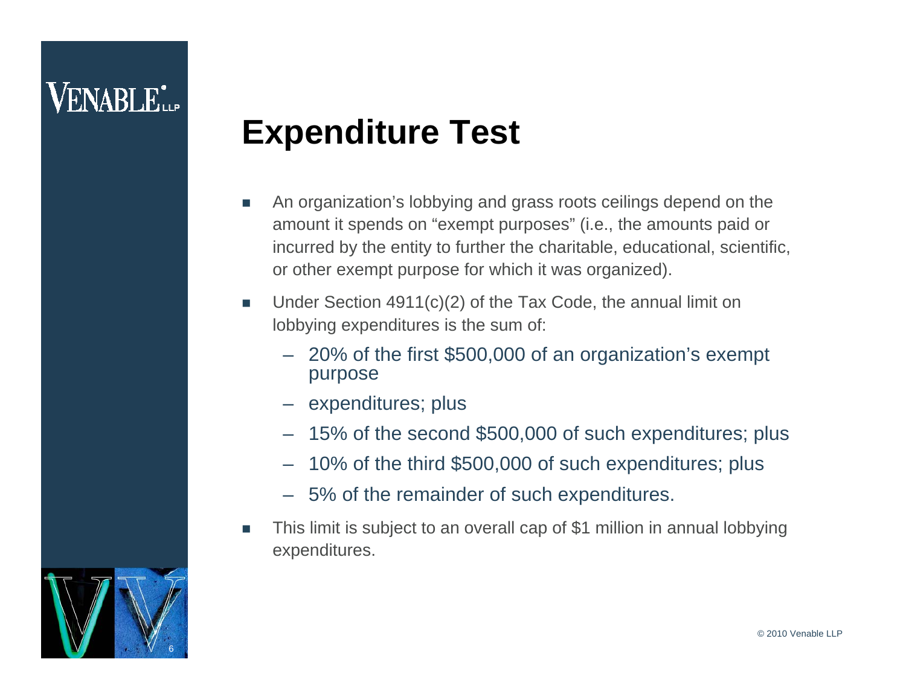## Expenditure Test

- An organization's lobbying and grass roots ceilings depend on the amount it spends on "exempt purposes" (i.e., the amounts paid or incurred by the entity to further the charitable, educational, scientific, or other exempt purpose for which it was organized).
- Under Section 4911(c)(2) of the Tax Code, the annual limit on lobbying expenditures is the sum of:
  - 20% of the first $500,000 of an organization's exempt purpose
  - expenditures; plus
  - 15% of the second $500,000 of such expenditures; plus
  - 10% of the third $500,000 of such expenditures; plus
  - 5% of the remainder of such expenditures.
- This limit is subject to an overall cap of $1 million in annual lobbying expenditures.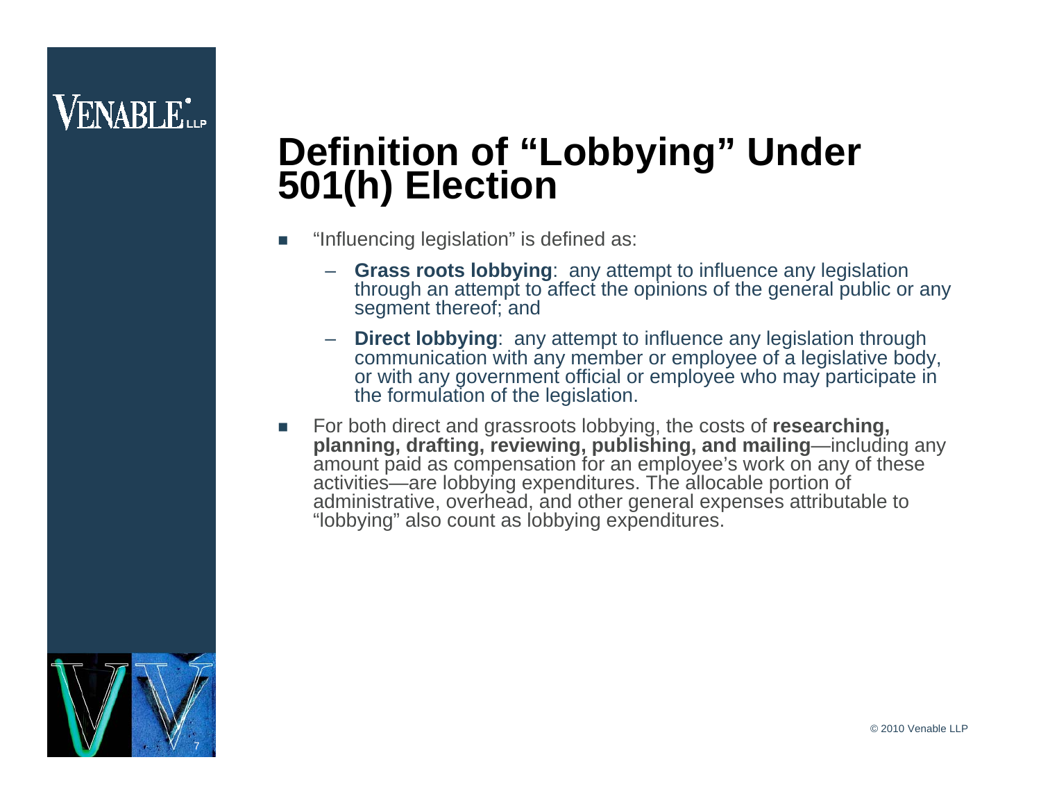# Definition of "Lobbying" Under 501(h) Election

- "Influencing legislation" is defined as:
  - **Grass roots lobbying**: any attempt to influence any legislation through an attempt to affect the opinions of the general public or any segment thereof; and
  - **Direct lobbying**: any attempt to influence any legislation through communication with any member or employee of a legislative body, or with any government official or employee who may participate in the formulation of the legislation.
- For both direct and grassroots lobbying, the costs of **researching, planning, drafting, reviewing, publishing, and mailing**—including any amount paid as compensation for an employee's work on any of these activities—are lobbying expenditures. The allocable portion of administrative, overhead, and other general expenses attributable to "lobbying" also count as lobbying expenditures.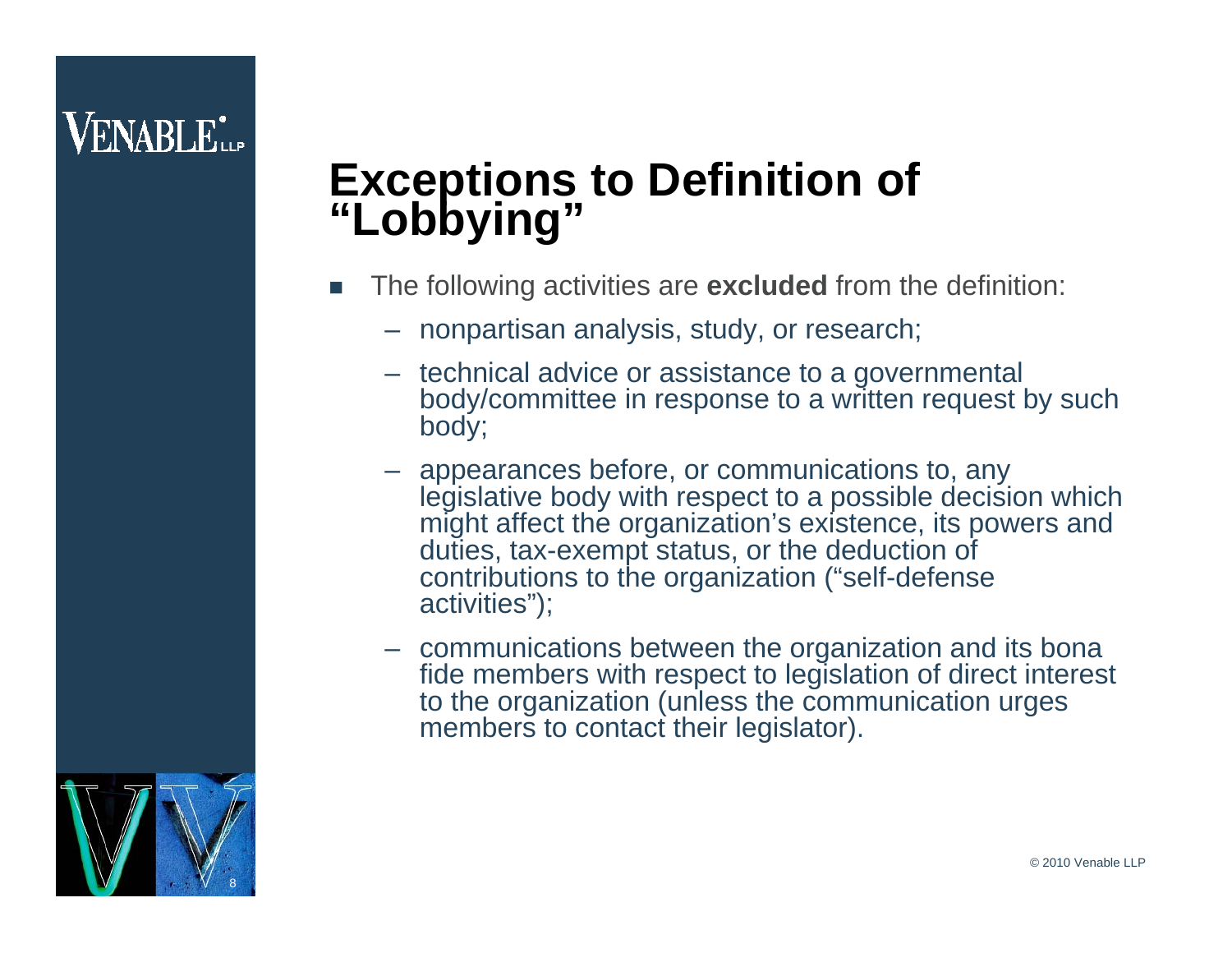# Exceptions to Definition of "Lobbying"

- The following activities are **excluded** from the definition:
  - nonpartisan analysis, study, or research;
  - technical advice or assistance to a governmental body/committee in response to a written request by such body;
  - appearances before, or communications to, any legislative body with respect to a possible decision which might affect the organization's existence, its powers and duties, tax-exempt status, or the deduction of contributions to the organization ("self-defense activities");
  - communications between the organization and its bona fide members with respect to legislation of direct interest to the organization (unless the communication urges members to contact their legislator).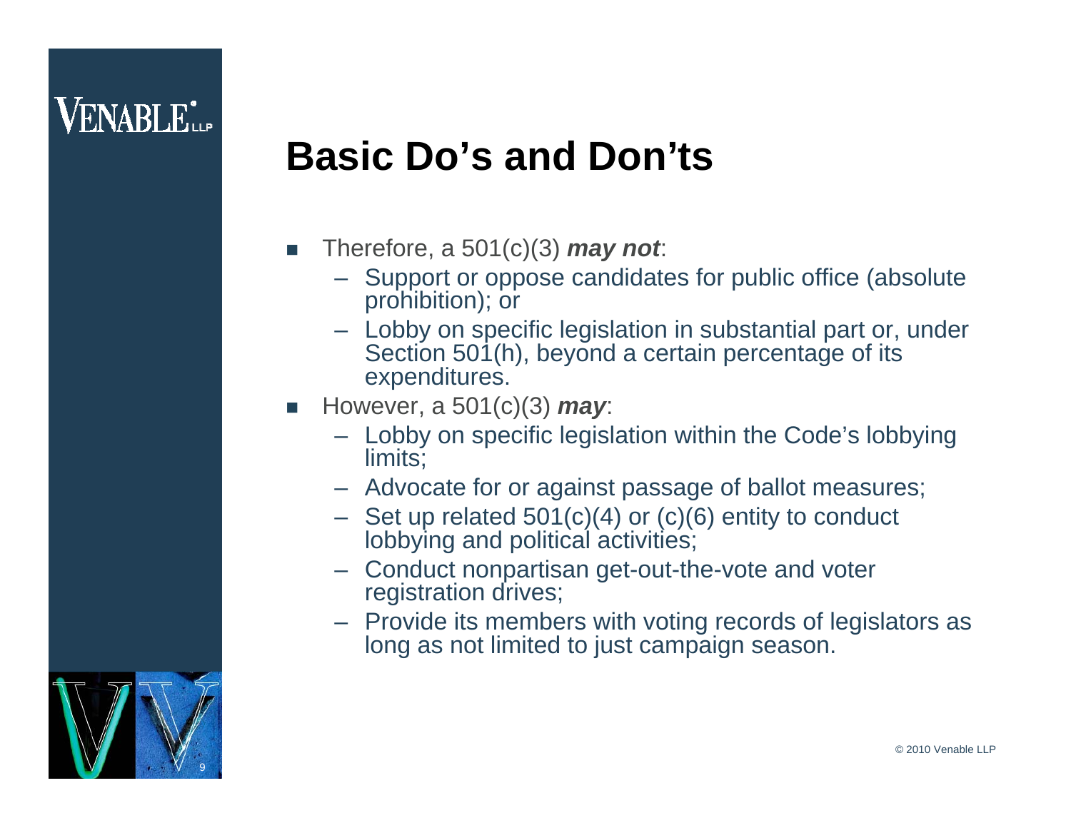# Basic Do's and Don'ts

- Therefore, a 501(c)(3) ***may not***:
  - Support or oppose candidates for public office (absolute prohibition); or
  - Lobby on specific legislation in substantial part or, under Section 501(h), beyond a certain percentage of its expenditures.
- However, a 501(c)(3) ***may***:
  - Lobby on specific legislation within the Code's lobbying limits;
  - Advocate for or against passage of ballot measures;
  - Set up related 501(c)(4) or (c)(6) entity to conduct lobbying and political activities;
  - Conduct nonpartisan get-out-the-vote and voter registration drives;
  - Provide its members with voting records of legislators as long as not limited to just campaign season.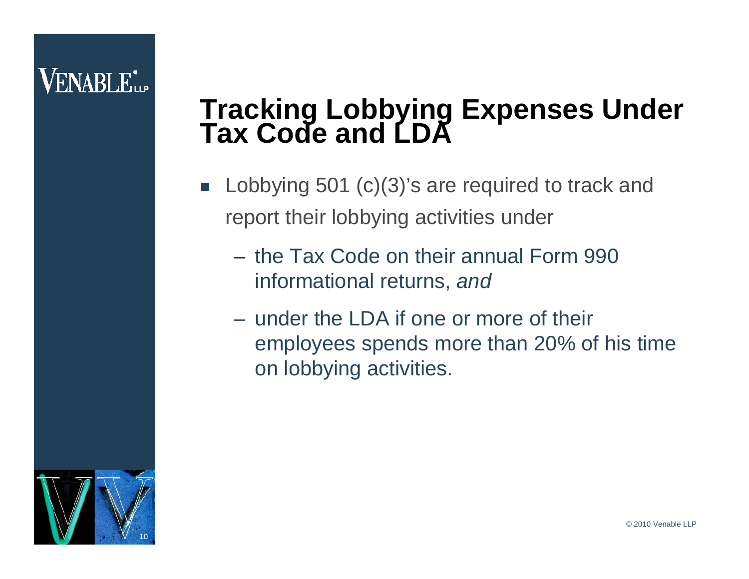# Tracking Lobbying Expenses Under Tax Code and LDA

- Lobbying 501 (c)(3)'s are required to track and report their lobbying activities under
  - the Tax Code on their annual Form 990 informational returns, *and*
  - under the LDA if one or more of their employees spends more than 20% of his time on lobbying activities.

© 2010 Venable LLP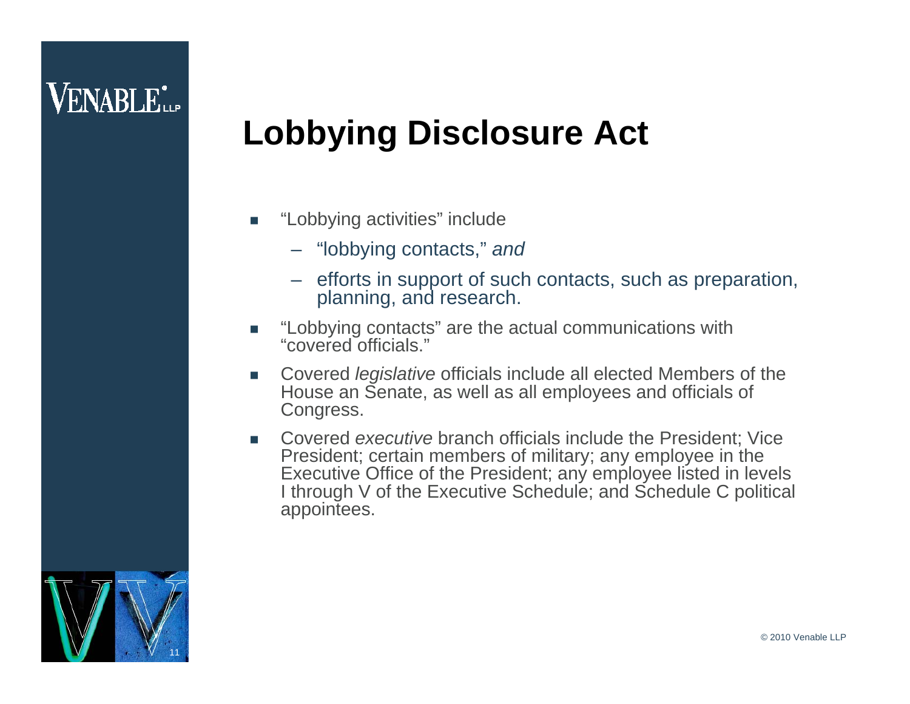# Lobbying Disclosure Act

- "Lobbying activities" include
  - "lobbying contacts," *and*
  - efforts in support of such contacts, such as preparation, planning, and research.
- "Lobbying contacts" are the actual communications with "covered officials."
- Covered *legislative* officials include all elected Members of the House an Senate, as well as all employees and officials of Congress.
- Covered *executive* branch officials include the President; Vice President; certain members of military; any employee in the Executive Office of the President; any employee listed in levels I through V of the Executive Schedule; and Schedule C political appointees.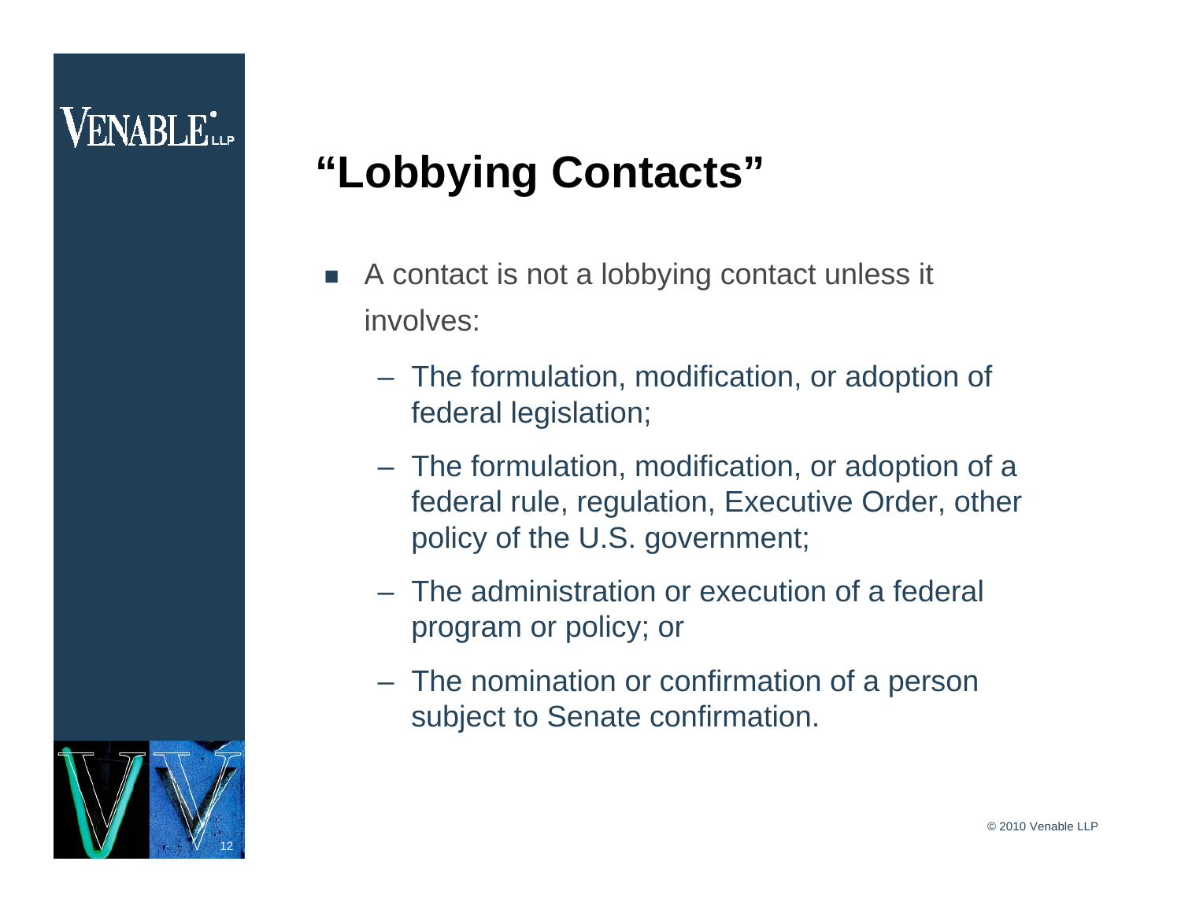# "Lobbying Contacts"

- A contact is not a lobbying contact unless it involves:
  - The formulation, modification, or adoption of federal legislation;
  - The formulation, modification, or adoption of a federal rule, regulation, Executive Order, other policy of the U.S. government;
  - The administration or execution of a federal program or policy; or
  - The nomination or confirmation of a person subject to Senate confirmation.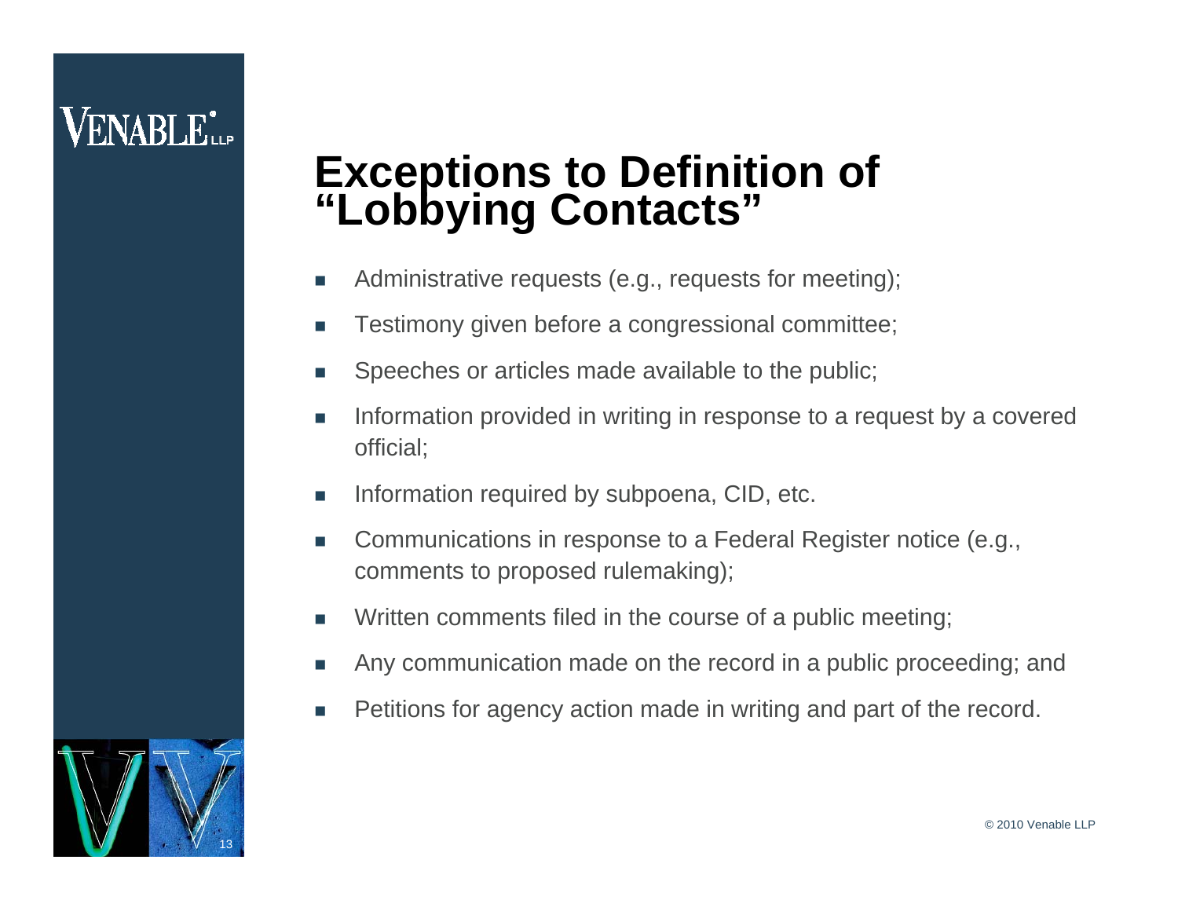# Exceptions to Definition of "Lobbying Contacts"

- Administrative requests (e.g., requests for meeting);
- Testimony given before a congressional committee;
- Speeches or articles made available to the public;
- Information provided in writing in response to a request by a covered official;
- Information required by subpoena, CID, etc.
- Communications in response to a Federal Register notice (e.g., comments to proposed rulemaking);
- Written comments filed in the course of a public meeting;
- Any communication made on the record in a public proceeding; and
- Petitions for agency action made in writing and part of the record.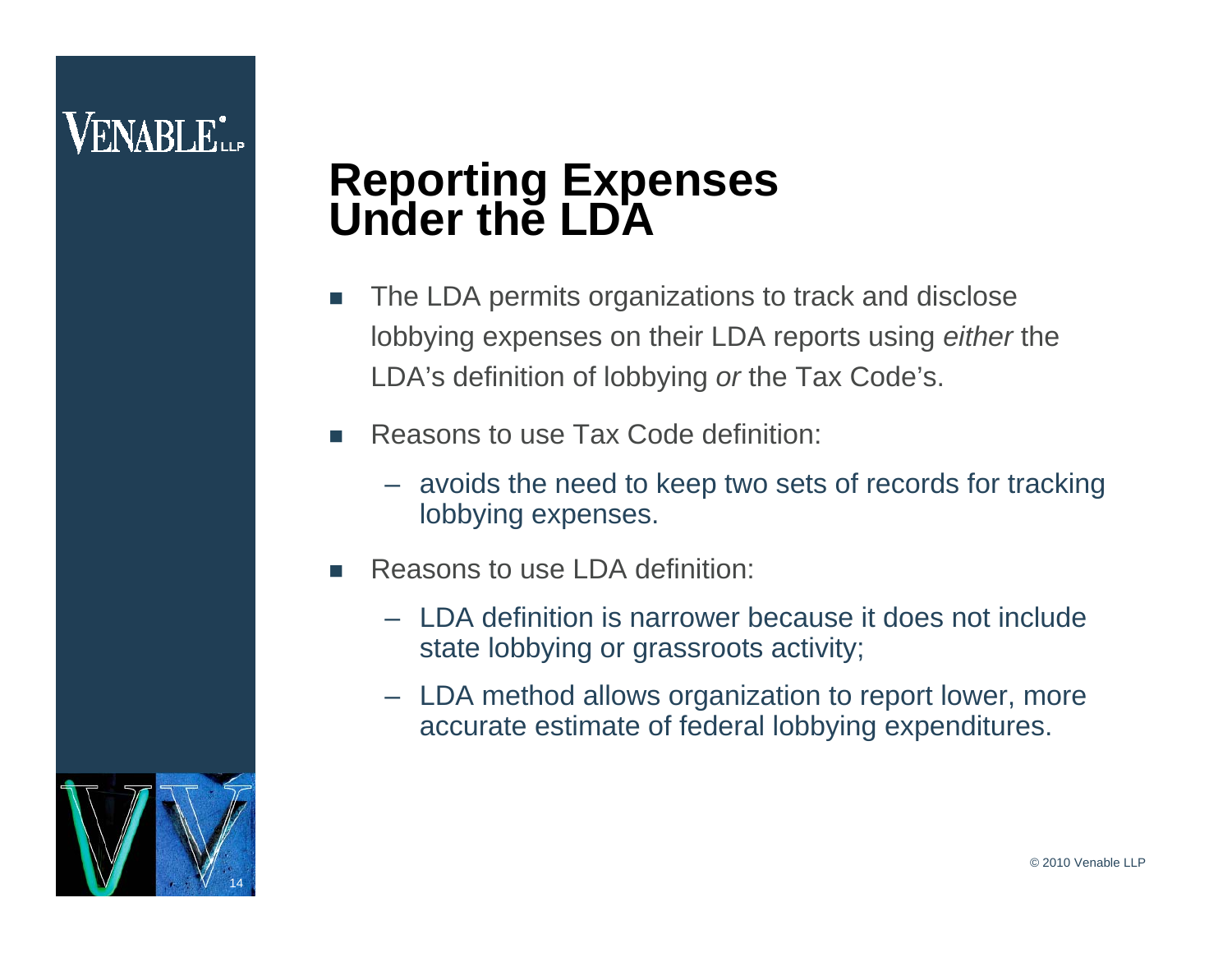# Reporting Expenses Under the LDA

- The LDA permits organizations to track and disclose lobbying expenses on their LDA reports using *either* the LDA's definition of lobbying *or* the Tax Code's.
- Reasons to use Tax Code definition:
  - avoids the need to keep two sets of records for tracking lobbying expenses.
- Reasons to use LDA definition:
  - LDA definition is narrower because it does not include state lobbying or grassroots activity;
  - LDA method allows organization to report lower, more accurate estimate of federal lobbying expenditures.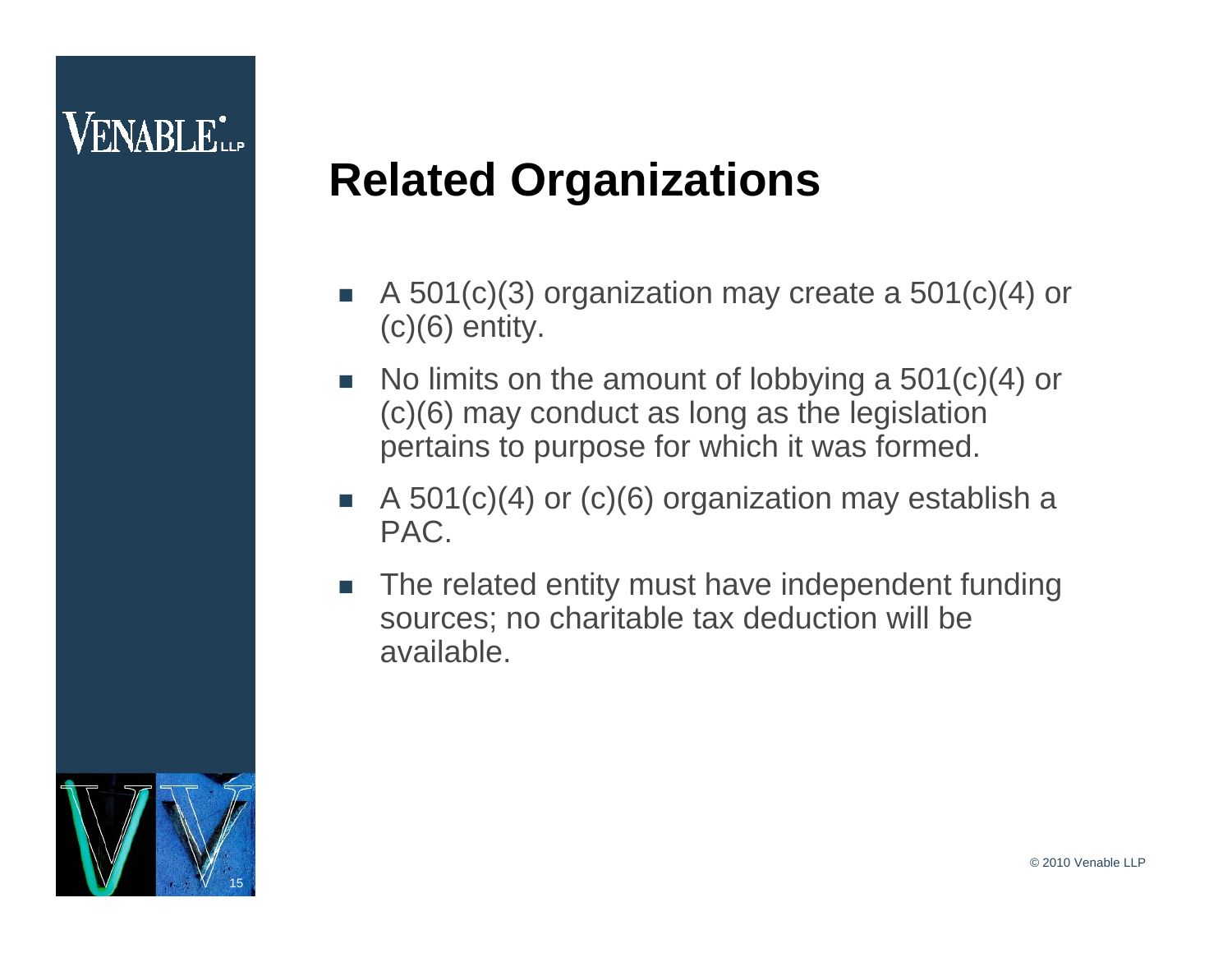# Related Organizations

- A 501(c)(3) organization may create a 501(c)(4) or (c)(6) entity.
- No limits on the amount of lobbying a 501(c)(4) or (c)(6) may conduct as long as the legislation pertains to purpose for which it was formed.
- A 501(c)(4) or (c)(6) organization may establish a PAC.
- The related entity must have independent funding sources; no charitable tax deduction will be available.